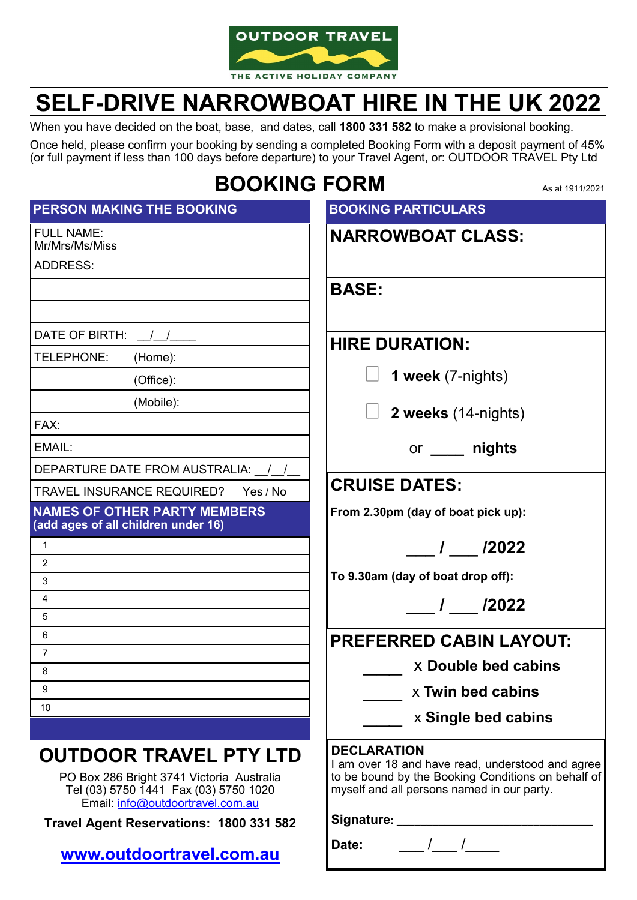OUTDOOR TRAVEL

THE ACTIVE HOLIDAY COMPANY

# SELF-DRIVE NARROWBOAT HIRE IN THE UK 2022

When you have decided on the boat, base, and dates, call **1800 331 582** to make a provisional booking.

Once held, please confirm your booking by sending a completed Booking Form with a deposit payment of 45% (or full payment if less than 100 days before departure) to your Travel Agent, or: OUTDOOR TRAVEL Pty Ltd

## BOOKING FORM

As at 1911/2021

### PERSON MAKING THE BOOKING

| |
|---|
| FULL NAME: Mr/Mrs/Ms/Miss |
| ADDRESS: |
| |
| |
| DATE OF BIRTH: __/__/____ |
| TELEPHONE: (Home): |
| (Office): |
| (Mobile): |
| FAX: |
| EMAIL: |
| DEPARTURE DATE FROM AUSTRALIA: __/__/__ |
| TRAVEL INSURANCE REQUIRED? Yes / No |

### NAMES OF OTHER PARTY MEMBERS (add ages of all children under 16)

| |
|---|
| 1 |
| 2 |
| 3 |
| 4 |
| 5 |
| 6 |
| 7 |
| 8 |
| 9 |
| 10 |

### BOOKING PARTICULARS

**NARROWBOAT CLASS:**

**BASE:**

**HIRE DURATION:**

☐ **1 week** (7-nights)

☐ **2 weeks** (14-nights)

or ____ **nights**

**CRUISE DATES:**

**From 2.30pm (day of boat pick up):**

**___ / ___ /2022**

**To 9.30am (day of boat drop off):**

**___ / ___ /2022**

**PREFERRED CABIN LAYOUT:**

_____ x **Double bed cabins**

_____ x **Twin bed cabins**

_____ x **Single bed cabins**

**DECLARATION**

I am over 18 and have read, understood and agree to be bound by the Booking Conditions on behalf of myself and all persons named in our party.

**Signature**: ____________________________

**Date:** ___ /___ /_____

## OUTDOOR TRAVEL PTY LTD

PO Box 286 Bright 3741 Victoria Australia
Tel (03) 5750 1441 Fax (03) 5750 1020
Email: info@outdoortravel.com.au

**Travel Agent Reservations: 1800 331 582**

**www.outdoortravel.com.au**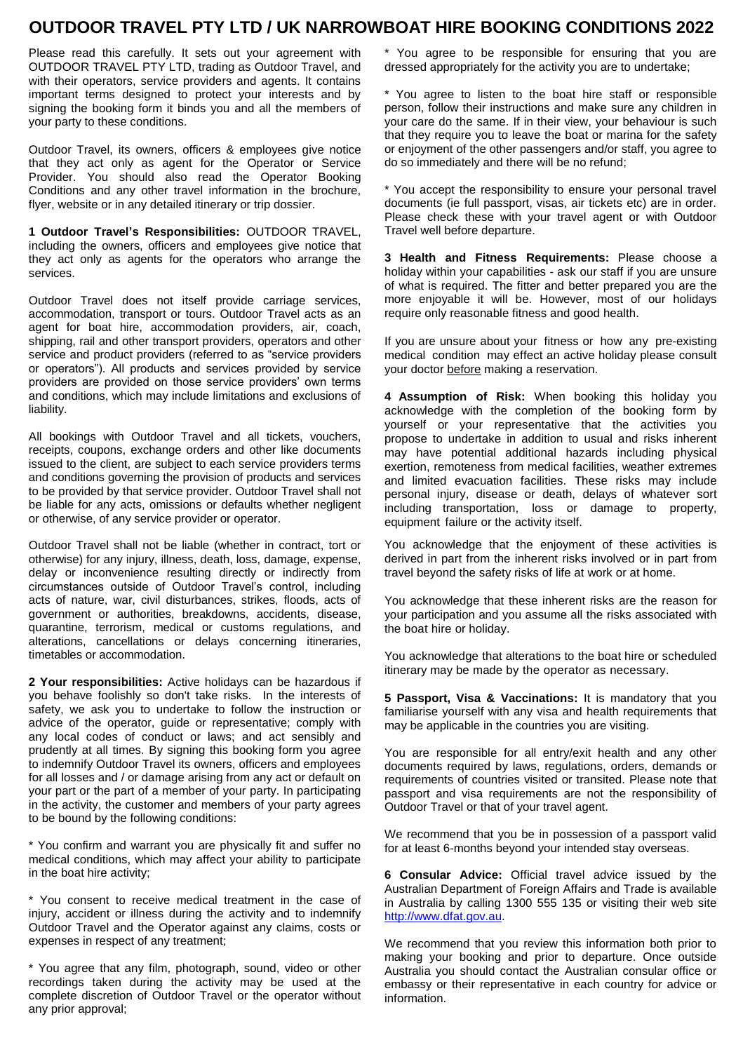# OUTDOOR TRAVEL PTY LTD / UK NARROWBOAT HIRE BOOKING CONDITIONS 2022

Please read this carefully. It sets out your agreement with OUTDOOR TRAVEL PTY LTD, trading as Outdoor Travel, and with their operators, service providers and agents. It contains important terms designed to protect your interests and by signing the booking form it binds you and all the members of your party to these conditions.

Outdoor Travel, its owners, officers & employees give notice that they act only as agent for the Operator or Service Provider. You should also read the Operator Booking Conditions and any other travel information in the brochure, flyer, website or in any detailed itinerary or trip dossier.

**1 Outdoor Travel's Responsibilities:** OUTDOOR TRAVEL, including the owners, officers and employees give notice that they act only as agents for the operators who arrange the services.

Outdoor Travel does not itself provide carriage services, accommodation, transport or tours. Outdoor Travel acts as an agent for boat hire, accommodation providers, air, coach, shipping, rail and other transport providers, operators and other service and product providers (referred to as "service providers or operators"). All products and services provided by service providers are provided on those service providers' own terms and conditions, which may include limitations and exclusions of liability.

All bookings with Outdoor Travel and all tickets, vouchers, receipts, coupons, exchange orders and other like documents issued to the client, are subject to each service providers terms and conditions governing the provision of products and services to be provided by that service provider. Outdoor Travel shall not be liable for any acts, omissions or defaults whether negligent or otherwise, of any service provider or operator.

Outdoor Travel shall not be liable (whether in contract, tort or otherwise) for any injury, illness, death, loss, damage, expense, delay or inconvenience resulting directly or indirectly from circumstances outside of Outdoor Travel's control, including acts of nature, war, civil disturbances, strikes, floods, acts of government or authorities, breakdowns, accidents, disease, quarantine, terrorism, medical or customs regulations, and alterations, cancellations or delays concerning itineraries, timetables or accommodation.

**2 Your responsibilities:** Active holidays can be hazardous if you behave foolishly so don't take risks. In the interests of safety, we ask you to undertake to follow the instruction or advice of the operator, guide or representative; comply with any local codes of conduct or laws; and act sensibly and prudently at all times. By signing this booking form you agree to indemnify Outdoor Travel its owners, officers and employees for all losses and / or damage arising from any act or default on your part or the part of a member of your party. In participating in the activity, the customer and members of your party agrees to be bound by the following conditions:

* You confirm and warrant you are physically fit and suffer no medical conditions, which may affect your ability to participate in the boat hire activity;

* You consent to receive medical treatment in the case of injury, accident or illness during the activity and to indemnify Outdoor Travel and the Operator against any claims, costs or expenses in respect of any treatment;

* You agree that any film, photograph, sound, video or other recordings taken during the activity may be used at the complete discretion of Outdoor Travel or the operator without any prior approval;

* You agree to be responsible for ensuring that you are dressed appropriately for the activity you are to undertake;

* You agree to listen to the boat hire staff or responsible person, follow their instructions and make sure any children in your care do the same. If in their view, your behaviour is such that they require you to leave the boat or marina for the safety or enjoyment of the other passengers and/or staff, you agree to do so immediately and there will be no refund;

* You accept the responsibility to ensure your personal travel documents (ie full passport, visas, air tickets etc) are in order. Please check these with your travel agent or with Outdoor Travel well before departure.

**3 Health and Fitness Requirements:** Please choose a holiday within your capabilities - ask our staff if you are unsure of what is required. The fitter and better prepared you are the more enjoyable it will be. However, most of our holidays require only reasonable fitness and good health.

If you are unsure about your fitness or how any pre-existing medical condition may effect an active holiday please consult your doctor before making a reservation.

**4 Assumption of Risk:** When booking this holiday you acknowledge with the completion of the booking form by yourself or your representative that the activities you propose to undertake in addition to usual and risks inherent may have potential additional hazards including physical exertion, remoteness from medical facilities, weather extremes and limited evacuation facilities. These risks may include personal injury, disease or death, delays of whatever sort including transportation, loss or damage to property, equipment failure or the activity itself.

You acknowledge that the enjoyment of these activities is derived in part from the inherent risks involved or in part from travel beyond the safety risks of life at work or at home.

You acknowledge that these inherent risks are the reason for your participation and you assume all the risks associated with the boat hire or holiday.

You acknowledge that alterations to the boat hire or scheduled itinerary may be made by the operator as necessary.

**5 Passport, Visa & Vaccinations:** It is mandatory that you familiarise yourself with any visa and health requirements that may be applicable in the countries you are visiting.

You are responsible for all entry/exit health and any other documents required by laws, regulations, orders, demands or requirements of countries visited or transited. Please note that passport and visa requirements are not the responsibility of Outdoor Travel or that of your travel agent.

We recommend that you be in possession of a passport valid for at least 6-months beyond your intended stay overseas.

**6 Consular Advice:** Official travel advice issued by the Australian Department of Foreign Affairs and Trade is available in Australia by calling 1300 555 135 or visiting their web site http://www.dfat.gov.au.

We recommend that you review this information both prior to making your booking and prior to departure. Once outside Australia you should contact the Australian consular office or embassy or their representative in each country for advice or information.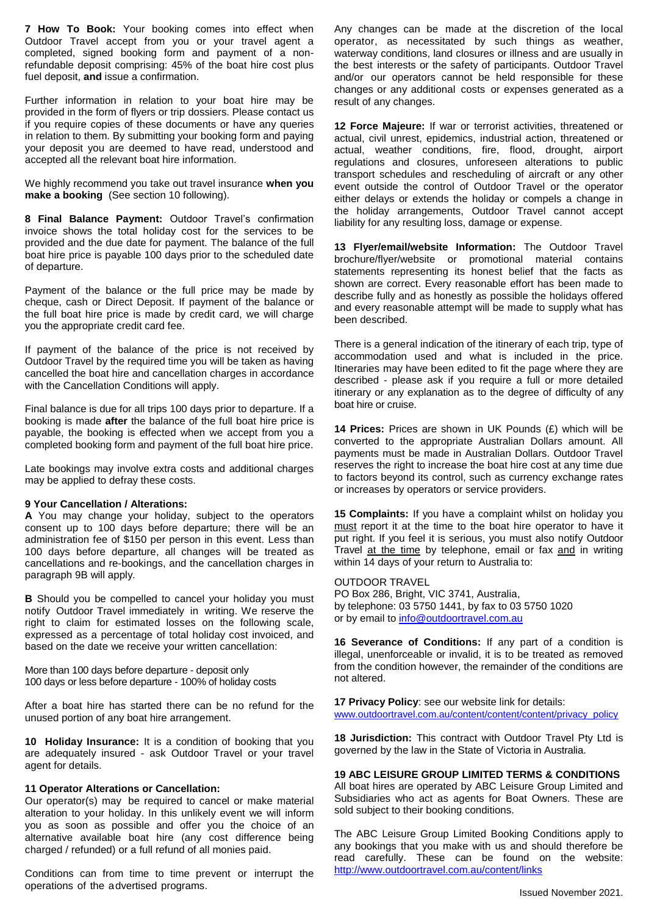**7 How To Book:** Your booking comes into effect when Outdoor Travel accept from you or your travel agent a completed, signed booking form and payment of a non-refundable deposit comprising: 45% of the boat hire cost plus fuel deposit, **and** issue a confirmation.

Further information in relation to your boat hire may be provided in the form of flyers or trip dossiers. Please contact us if you require copies of these documents or have any queries in relation to them. By submitting your booking form and paying your deposit you are deemed to have read, understood and accepted all the relevant boat hire information.

We highly recommend you take out travel insurance **when you make a booking** (See section 10 following).

**8 Final Balance Payment:** Outdoor Travel's confirmation invoice shows the total holiday cost for the services to be provided and the due date for payment. The balance of the full boat hire price is payable 100 days prior to the scheduled date of departure.

Payment of the balance or the full price may be made by cheque, cash or Direct Deposit. If payment of the balance or the full boat hire price is made by credit card, we will charge you the appropriate credit card fee.

If payment of the balance of the price is not received by Outdoor Travel by the required time you will be taken as having cancelled the boat hire and cancellation charges in accordance with the Cancellation Conditions will apply.

Final balance is due for all trips 100 days prior to departure. If a booking is made **after** the balance of the full boat hire price is payable, the booking is effected when we accept from you a completed booking form and payment of the full boat hire price.

Late bookings may involve extra costs and additional charges may be applied to defray these costs.

**9 Your Cancellation / Alterations:**

**A** You may change your holiday, subject to the operators consent up to 100 days before departure; there will be an administration fee of $150 per person in this event. Less than 100 days before departure, all changes will be treated as cancellations and re-bookings, and the cancellation charges in paragraph 9B will apply.

**B** Should you be compelled to cancel your holiday you must notify Outdoor Travel immediately in writing. We reserve the right to claim for estimated losses on the following scale, expressed as a percentage of total holiday cost invoiced, and based on the date we receive your written cancellation:

More than 100 days before departure - deposit only
100 days or less before departure - 100% of holiday costs

After a boat hire has started there can be no refund for the unused portion of any boat hire arrangement.

**10 Holiday Insurance:** It is a condition of booking that you are adequately insured - ask Outdoor Travel or your travel agent for details.

**11 Operator Alterations or Cancellation:**

Our operator(s) may be required to cancel or make material alteration to your holiday. In this unlikely event we will inform you as soon as possible and offer you the choice of an alternative available boat hire (any cost difference being charged / refunded) or a full refund of all monies paid.

Conditions can from time to time prevent or interrupt the operations of the advertised programs.

Any changes can be made at the discretion of the local operator, as necessitated by such things as weather, waterway conditions, land closures or illness and are usually in the best interests or the safety of participants. Outdoor Travel and/or our operators cannot be held responsible for these changes or any additional costs or expenses generated as a result of any changes.

**12 Force Majeure:** If war or terrorist activities, threatened or actual, civil unrest, epidemics, industrial action, threatened or actual, weather conditions, fire, flood, drought, airport regulations and closures, unforeseen alterations to public transport schedules and rescheduling of aircraft or any other event outside the control of Outdoor Travel or the operator either delays or extends the holiday or compels a change in the holiday arrangements, Outdoor Travel cannot accept liability for any resulting loss, damage or expense.

**13 Flyer/email/website Information:** The Outdoor Travel brochure/flyer/website or promotional material contains statements representing its honest belief that the facts as shown are correct. Every reasonable effort has been made to describe fully and as honestly as possible the holidays offered and every reasonable attempt will be made to supply what has been described.

There is a general indication of the itinerary of each trip, type of accommodation used and what is included in the price. Itineraries may have been edited to fit the page where they are described - please ask if you require a full or more detailed itinerary or any explanation as to the degree of difficulty of any boat hire or cruise.

**14 Prices:** Prices are shown in UK Pounds (£) which will be converted to the appropriate Australian Dollars amount. All payments must be made in Australian Dollars. Outdoor Travel reserves the right to increase the boat hire cost at any time due to factors beyond its control, such as currency exchange rates or increases by operators or service providers.

**15 Complaints:** If you have a complaint whilst on holiday you must report it at the time to the boat hire operator to have it put right. If you feel it is serious, you must also notify Outdoor Travel at the time by telephone, email or fax and in writing within 14 days of your return to Australia to:

OUTDOOR TRAVEL
PO Box 286, Bright, VIC 3741, Australia,
by telephone: 03 5750 1441, by fax to 03 5750 1020
or by email to info@outdoortravel.com.au

**16 Severance of Conditions:** If any part of a condition is illegal, unenforceable or invalid, it is to be treated as removed from the condition however, the remainder of the conditions are not altered.

**17 Privacy Policy**: see our website link for details:
www.outdoortravel.com.au/content/content/content/privacy_policy

**18 Jurisdiction:** This contract with Outdoor Travel Pty Ltd is governed by the law in the State of Victoria in Australia.

**19 ABC LEISURE GROUP LIMITED TERMS & CONDITIONS**

All boat hires are operated by ABC Leisure Group Limited and Subsidiaries who act as agents for Boat Owners. These are sold subject to their booking conditions.

The ABC Leisure Group Limited Booking Conditions apply to any bookings that you make with us and should therefore be read carefully. These can be found on the website: http://www.outdoortravel.com.au/content/links

Issued November 2021.